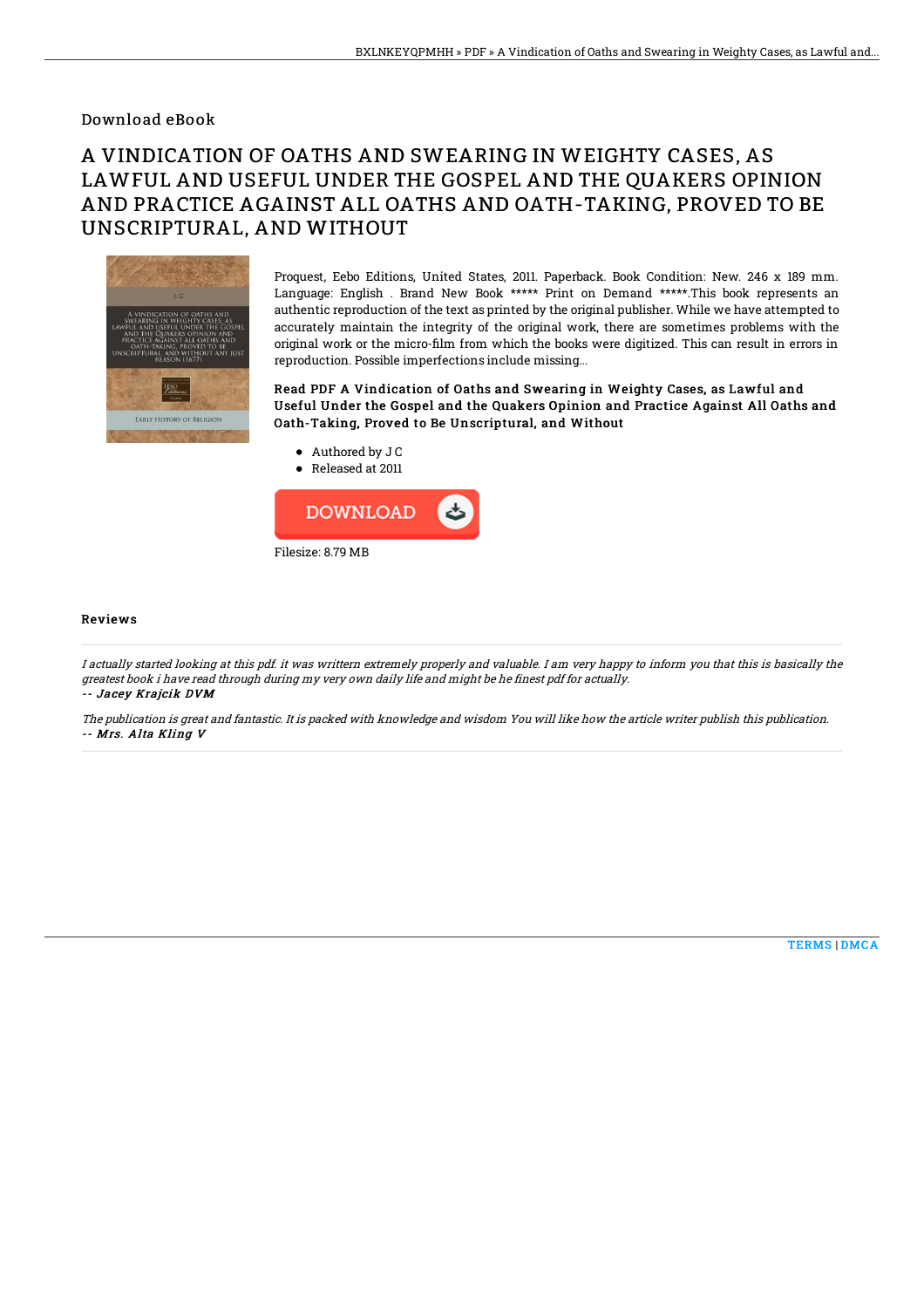Download eBook

# A VINDICATION OF OATHS AND SWEARING IN WEIGHTY CASES, AS LAWFUL AND USEFUL UNDER THE GOSPEL AND THE QUAKERS OPINION AND PRACTICE AGAINST ALL OATHS AND OATH-TAKING, PROVED TO BE UNSCRIPTURAL, AND WITHOUT

Proquest, Eebo Editions, United States, 2011. Paperback. Book Condition: New. 246 x 189 mm. Language: English . Brand New Book ***** Print on Demand *****.This book represents an authentic reproduction of the text as printed by the original publisher. While we have attempted to accurately maintain the integrity of the original work, there are sometimes problems with the original work or the micro-film from which the books were digitized. This can result in errors in reproduction. Possible imperfections include missing...

### Read PDF A Vindication of Oaths and Swearing in Weighty Cases, as Lawful and Useful Under the Gospel and the Quakers Opinion and Practice Against All Oaths and Oath-Taking, Proved to Be Unscriptural, and Without

- Authored by J C
- Released at 2011

Filesize: 8.79 MB

## Reviews

*I actually started looking at this pdf. it was writtern extremely properly and valuable. I am very happy to inform you that this is basically the greatest book i have read through during my very own daily life and might be he finest pdf for actually.*
*-- Jacey Krajcik DVM*

*The publication is great and fantastic. It is packed with knowledge and wisdom You will like how the article writer publish this publication.*
*-- Mrs. Alta Kling V*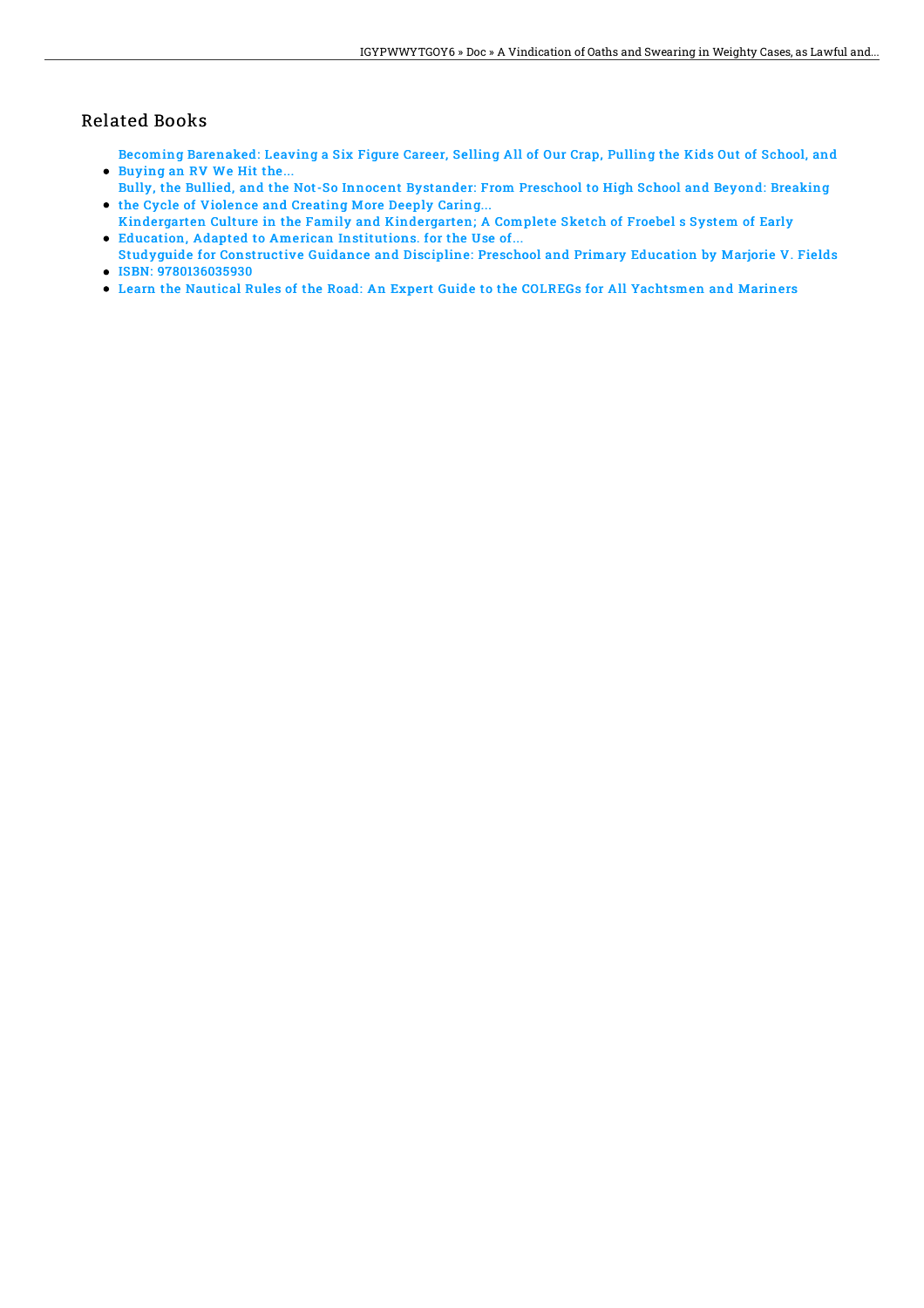## Related Books

- Becoming Barenaked: Leaving a Six Figure Career, Selling All of Our Crap, Pulling the Kids Out of School, and Buying an RV We Hit the...
- Bully, the Bullied, and the Not-So Innocent Bystander: From Preschool to High School and Beyond: Breaking the Cycle of Violence and Creating More Deeply Caring...
- Kindergarten Culture in the Family and Kindergarten; A Complete Sketch of Froebel s System of Early Education, Adapted to American Institutions. for the Use of...
- Studyguide for Constructive Guidance and Discipline: Preschool and Primary Education by Marjorie V. Fields ISBN: 9780136035930
- Learn the Nautical Rules of the Road: An Expert Guide to the COLREGs for All Yachtsmen and Mariners